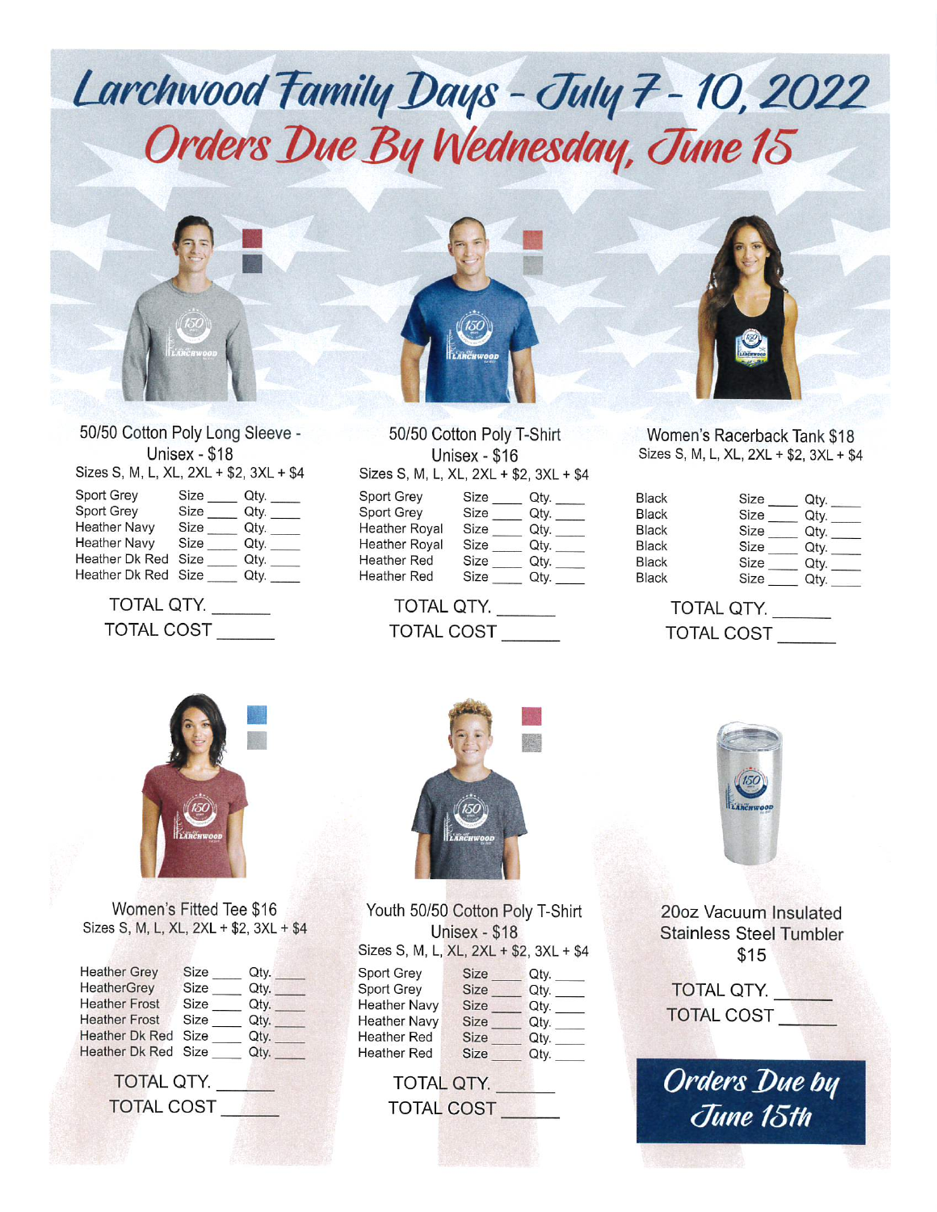# Larchwood Family Days - July 7 - 10, 2022

## Orders Due By Wednesday, June 15

### 50/50 Cotton Poly Long Sleeve - Unisex - $18

Sizes S, M, L, XL, 2XL + $2, 3XL + $4

| Color | Size | Qty. |
|---|---|---|
| Sport Grey | ____ | ____ |
| Sport Grey | ____ | ____ |
| Heather Navy | ____ | ____ |
| Heather Navy | ____ | ____ |
| Heather Dk Red | ____ | ____ |
| Heather Dk Red | ____ | ____ |

TOTAL QTY. ______

TOTAL COST ______

### 50/50 Cotton Poly T-Shirt Unisex - $16

Sizes S, M, L, XL, 2XL + $2, 3XL + $4

| Color | Size | Qty. |
|---|---|---|
| Sport Grey | ____ | ____ |
| Sport Grey | ____ | ____ |
| Heather Royal | ____ | ____ |
| Heather Royal | ____ | ____ |
| Heather Red | ____ | ____ |
| Heather Red | ____ | ____ |

TOTAL QTY. ______

TOTAL COST ______

### Women's Racerback Tank $18

Sizes S, M, L, XL, 2XL + $2, 3XL + $4

| Color | Size | Qty. |
|---|---|---|
| Black | ____ | ____ |
| Black | ____ | ____ |
| Black | ____ | ____ |
| Black | ____ | ____ |
| Black | ____ | ____ |
| Black | ____ | ____ |

TOTAL QTY. ______

TOTAL COST ______

### Women's Fitted Tee $16

Sizes S, M, L, XL, 2XL + $2, 3XL + $4

| Color | Size | Qty. |
|---|---|---|
| Heather Grey | ____ | ____ |
| HeatherGrey | ____ | ____ |
| Heather Frost | ____ | ____ |
| Heather Frost | ____ | ____ |
| Heather Dk Red | ____ | ____ |
| Heather Dk Red | ____ | ____ |

TOTAL QTY. ______

TOTAL COST ______

### Youth 50/50 Cotton Poly T-Shirt Unisex - $18

Sizes S, M, L, XL, 2XL + $2, 3XL + $4

| Color | Size | Qty. |
|---|---|---|
| Sport Grey | ____ | ____ |
| Sport Grey | ____ | ____ |
| Heather Navy | ____ | ____ |
| Heather Navy | ____ | ____ |
| Heather Red | ____ | ____ |
| Heather Red | ____ | ____ |

TOTAL QTY. ______

TOTAL COST ______

### 20oz Vacuum Insulated Stainless Steel Tumbler $15

TOTAL QTY. ______

TOTAL COST ______

**Orders Due by June 15th**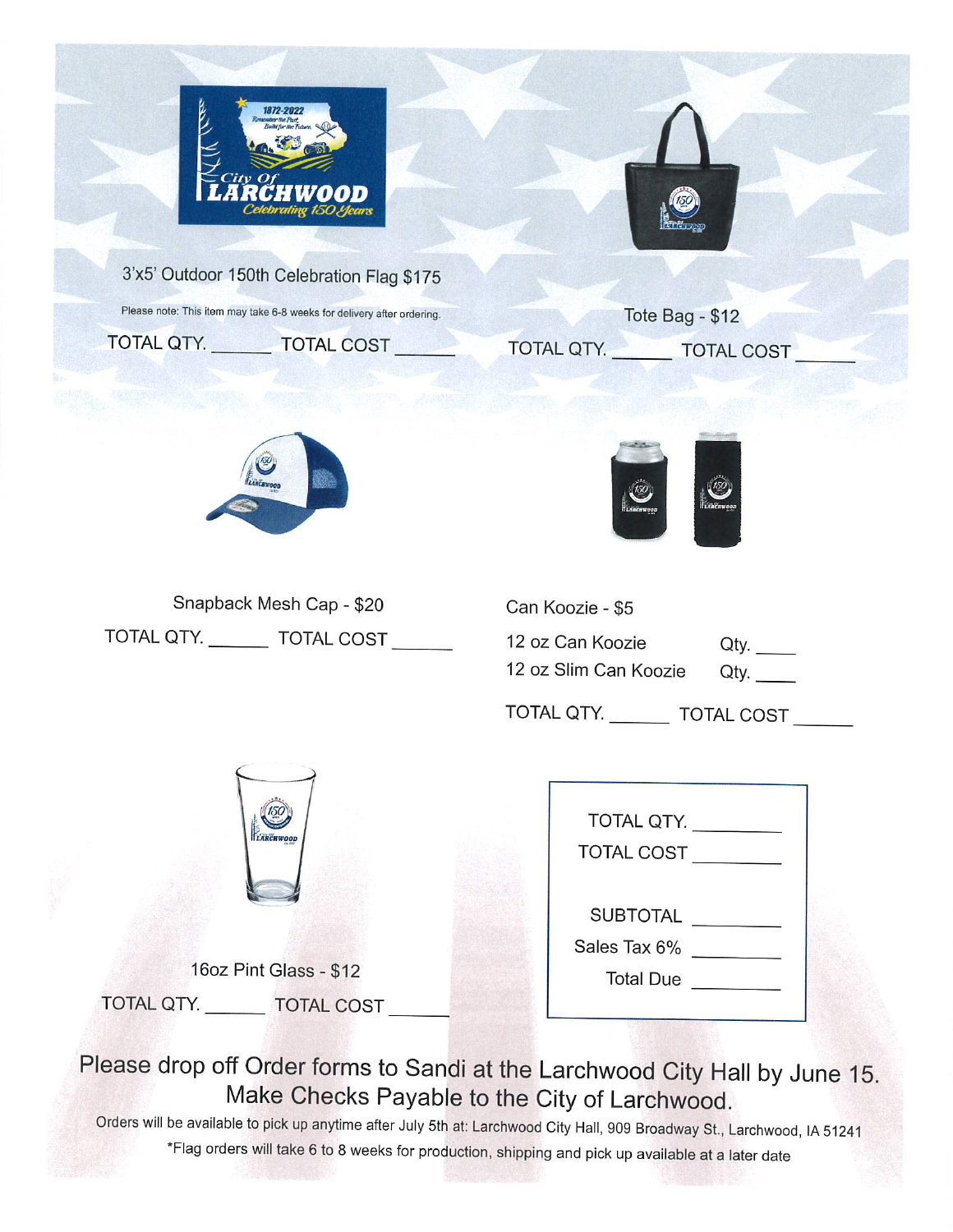3'x5' Outdoor 150th Celebration Flag $175

Please note: This item may take 6-8 weeks for delivery after ordering.

TOTAL QTY. ______ TOTAL COST ______

Tote Bag - $12

TOTAL QTY. ______ TOTAL COST ______

Snapback Mesh Cap - $20

TOTAL QTY. ______ TOTAL COST ______

Can Koozie - $5

12 oz Can Koozie Qty. ____

12 oz Slim Can Koozie Qty. ____

TOTAL QTY. ______ TOTAL COST ______

16oz Pint Glass - $12

TOTAL QTY. ______ TOTAL COST ______

TOTAL QTY. ________

TOTAL COST ________

SUBTOTAL ________

Sales Tax 6% ________

Total Due ________

Please drop off Order forms to Sandi at the Larchwood City Hall by June 15.
Make Checks Payable to the City of Larchwood.

Orders will be available to pick up anytime after July 5th at: Larchwood City Hall, 909 Broadway St., Larchwood, IA 51241

*Flag orders will take 6 to 8 weeks for production, shipping and pick up available at a later date